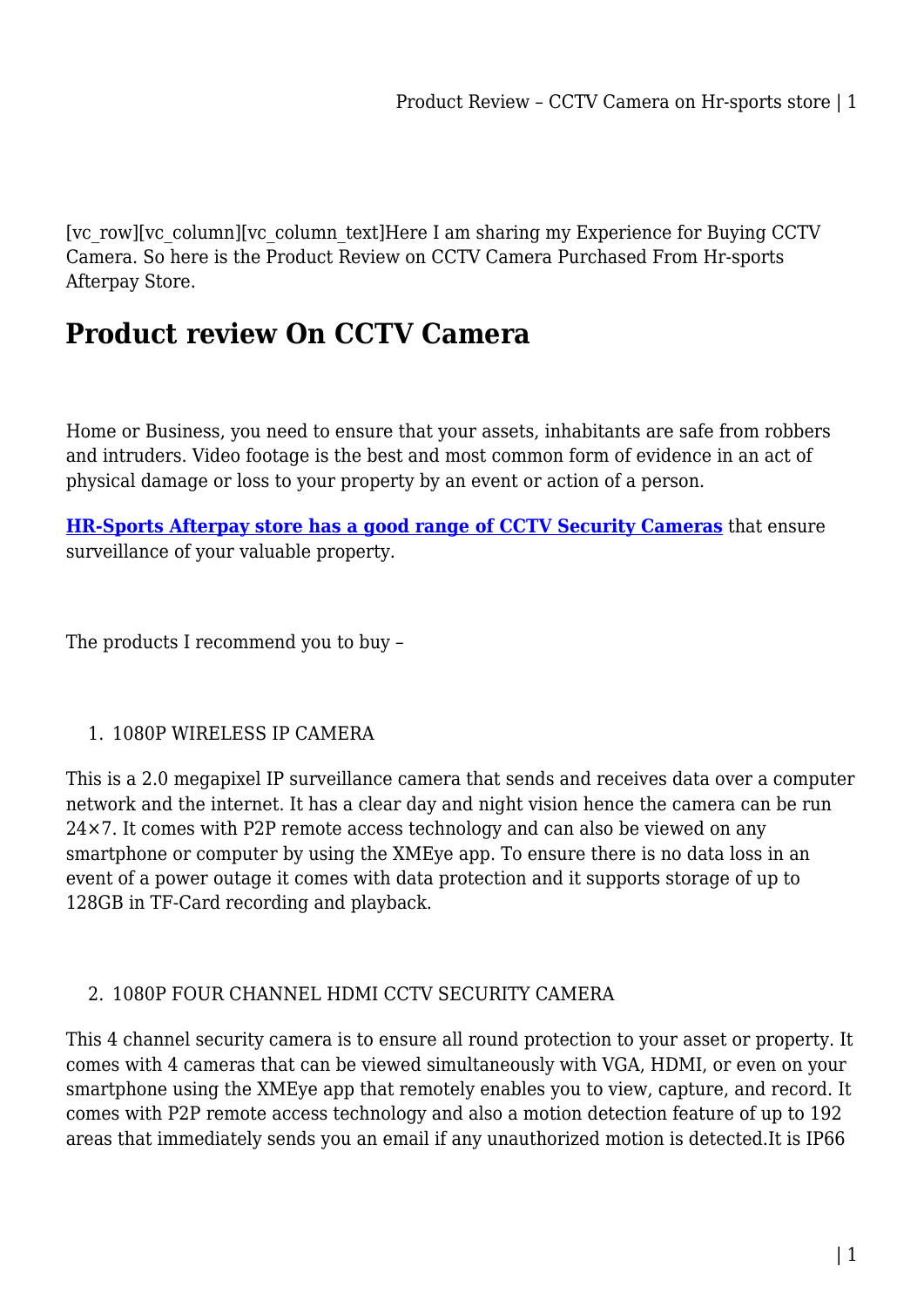[vc_row][vc_column][vc_column_text]Here I am sharing my Experience for Buying CCTV Camera. So here is the Product Review on CCTV Camera Purchased From Hr-sports Afterpay Store.

## Product review On CCTV Camera

Home or Business, you need to ensure that your assets, inhabitants are safe from robbers and intruders. Video footage is the best and most common form of evidence in an act of physical damage or loss to your property by an event or action of a person.

**HR-Sports Afterpay store has a good range of CCTV Security Cameras** that ensure surveillance of your valuable property.

The products I recommend you to buy –

1. 1080P WIRELESS IP CAMERA

This is a 2.0 megapixel IP surveillance camera that sends and receives data over a computer network and the internet. It has a clear day and night vision hence the camera can be run 24×7. It comes with P2P remote access technology and can also be viewed on any smartphone or computer by using the XMEye app. To ensure there is no data loss in an event of a power outage it comes with data protection and it supports storage of up to 128GB in TF-Card recording and playback.

2. 1080P FOUR CHANNEL HDMI CCTV SECURITY CAMERA

This 4 channel security camera is to ensure all round protection to your asset or property. It comes with 4 cameras that can be viewed simultaneously with VGA, HDMI, or even on your smartphone using the XMEye app that remotely enables you to view, capture, and record. It comes with P2P remote access technology and also a motion detection feature of up to 192 areas that immediately sends you an email if any unauthorized motion is detected.It is IP66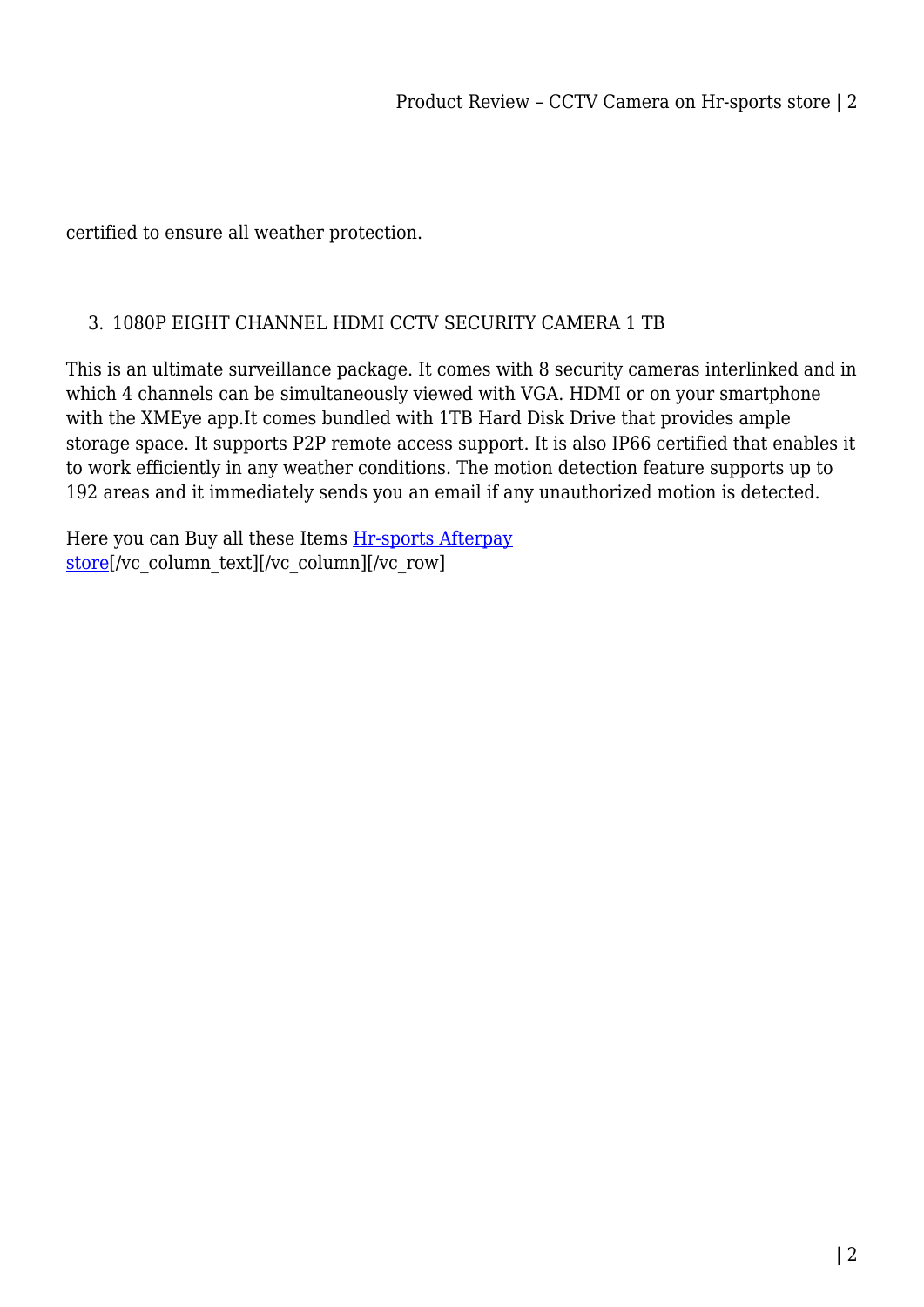certified to ensure all weather protection.

3. 1080P EIGHT CHANNEL HDMI CCTV SECURITY CAMERA 1 TB

This is an ultimate surveillance package. It comes with 8 security cameras interlinked and in which 4 channels can be simultaneously viewed with VGA. HDMI or on your smartphone with the XMEye app.It comes bundled with 1TB Hard Disk Drive that provides ample storage space. It supports P2P remote access support. It is also IP66 certified that enables it to work efficiently in any weather conditions. The motion detection feature supports up to 192 areas and it immediately sends you an email if any unauthorized motion is detected.

Here you can Buy all these Items Hr-sports Afterpay store[/vc_column_text][/vc_column][/vc_row]